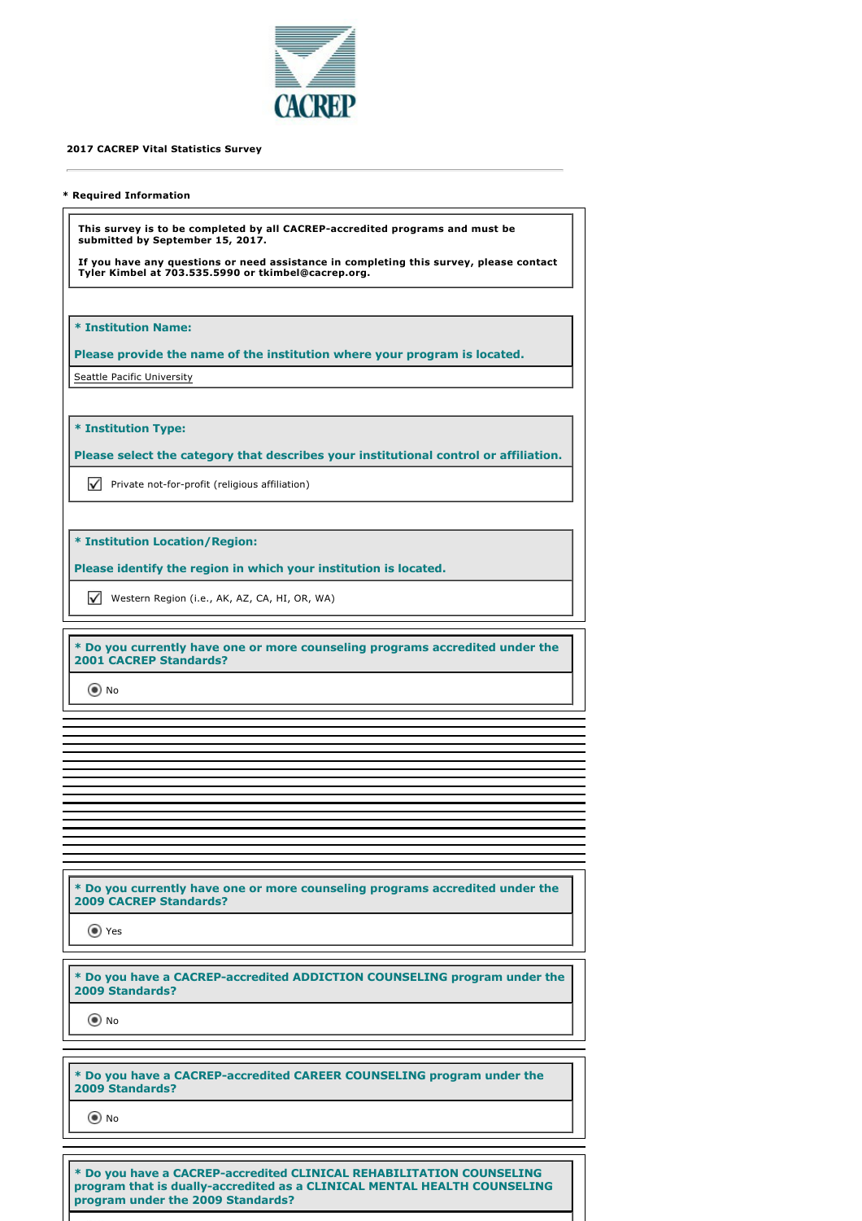CACREP

**2017 CACREP Vital Statistics Survey**

---

\* Required Information

**This survey is to be completed by all CACREP-accredited programs and must be submitted by September 15, 2017.**

**If you have any questions or need assistance in completing this survey, please contact Tyler Kimbel at 703.535.5990 or tkimbel@cacrep.org.**

**\* Institution Name:**

**Please provide the name of the institution where your program is located.**

Seattle Pacific University

**\* Institution Type:**

**Please select the category that describes your institutional control or affiliation.**

☑ Private not-for-profit (religious affiliation)

**\* Institution Location/Region:**

**Please identify the region in which your institution is located.**

☑ Western Region (i.e., AK, AZ, CA, HI, OR, WA)

**\* Do you currently have one or more counseling programs accredited under the 2001 CACREP Standards?**

◉ No

**\* Do you currently have one or more counseling programs accredited under the 2009 CACREP Standards?**

◉ Yes

**\* Do you have a CACREP-accredited ADDICTION COUNSELING program under the 2009 Standards?**

◉ No

**\* Do you have a CACREP-accredited CAREER COUNSELING program under the 2009 Standards?**

◉ No

**\* Do you have a CACREP-accredited CLINICAL REHABILITATION COUNSELING program that is dually-accredited as a CLINICAL MENTAL HEALTH COUNSELING program under the 2009 Standards?**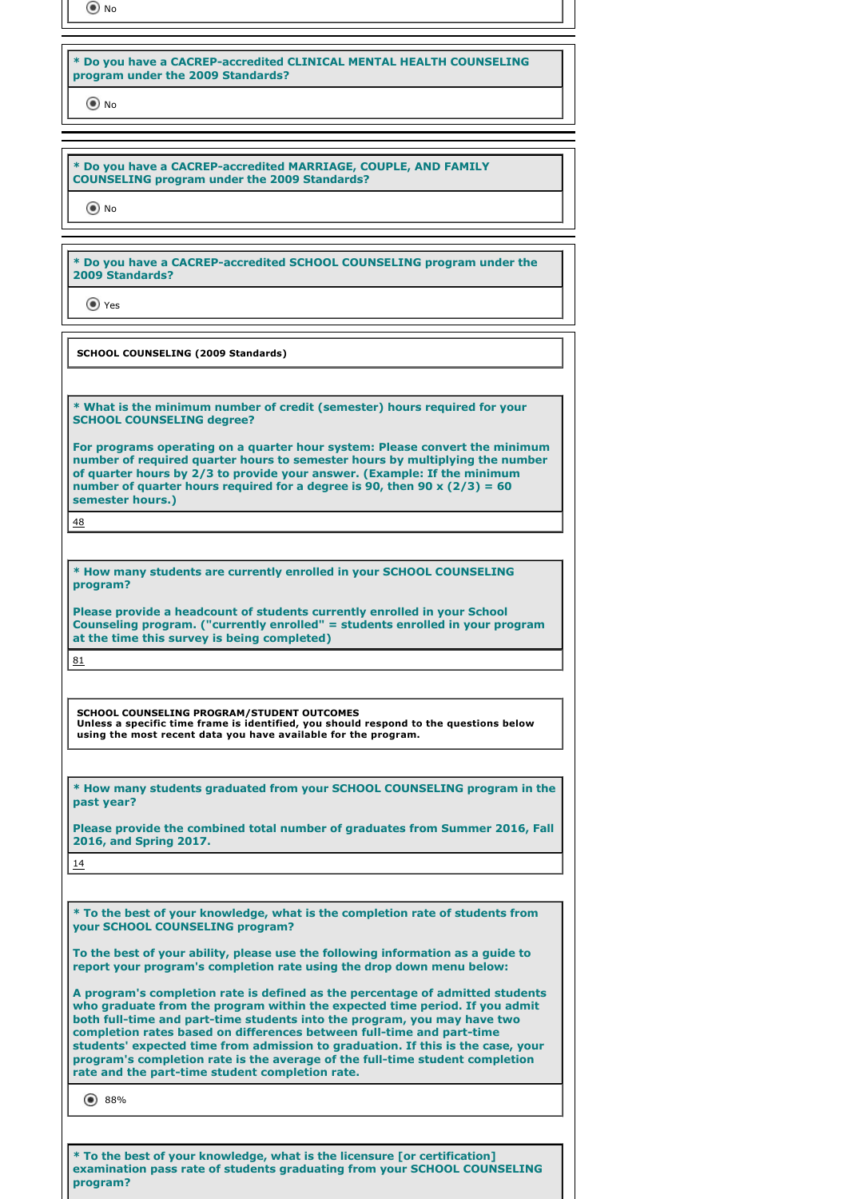◉ No

**\* Do you have a CACREP-accredited CLINICAL MENTAL HEALTH COUNSELING program under the 2009 Standards?**

◉ No

**\* Do you have a CACREP-accredited MARRIAGE, COUPLE, AND FAMILY COUNSELING program under the 2009 Standards?**

◉ No

**\* Do you have a CACREP-accredited SCHOOL COUNSELING program under the 2009 Standards?**

◉ Yes

**SCHOOL COUNSELING (2009 Standards)**

**\* What is the minimum number of credit (semester) hours required for your SCHOOL COUNSELING degree?**

**For programs operating on a quarter hour system: Please convert the minimum number of required quarter hours to semester hours by multiplying the number of quarter hours by 2/3 to provide your answer. (Example: If the minimum number of quarter hours required for a degree is 90, then 90 x (2/3) = 60 semester hours.)**

48

**\* How many students are currently enrolled in your SCHOOL COUNSELING program?**

**Please provide a headcount of students currently enrolled in your School Counseling program. ("currently enrolled" = students enrolled in your program at the time this survey is being completed)**

81

**SCHOOL COUNSELING PROGRAM/STUDENT OUTCOMES**
**Unless a specific time frame is identified, you should respond to the questions below using the most recent data you have available for the program.**

**\* How many students graduated from your SCHOOL COUNSELING program in the past year?**

**Please provide the combined total number of graduates from Summer 2016, Fall 2016, and Spring 2017.**

14

**\* To the best of your knowledge, what is the completion rate of students from your SCHOOL COUNSELING program?**

**To the best of your ability, please use the following information as a guide to report your program's completion rate using the drop down menu below:**

**A program's completion rate is defined as the percentage of admitted students who graduate from the program within the expected time period. If you admit both full-time and part-time students into the program, you may have two completion rates based on differences between full-time and part-time students' expected time from admission to graduation. If this is the case, your program's completion rate is the average of the full-time student completion rate and the part-time student completion rate.**

◉ 88%

**\* To the best of your knowledge, what is the licensure [or certification] examination pass rate of students graduating from your SCHOOL COUNSELING program?**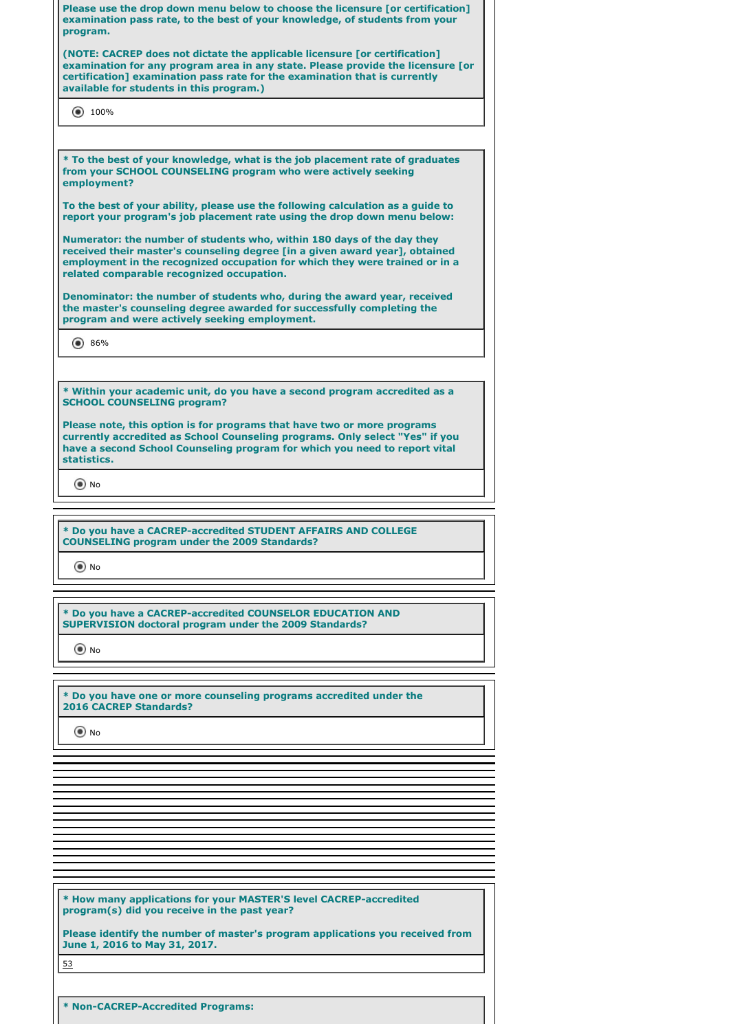**Please use the drop down menu below to choose the licensure [or certification] examination pass rate, to the best of your knowledge, of students from your program.**

**(NOTE: CACREP does not dictate the applicable licensure [or certification] examination for any program area in any state. Please provide the licensure [or certification] examination pass rate for the examination that is currently available for students in this program.)**

◉ 100%

**\* To the best of your knowledge, what is the job placement rate of graduates from your SCHOOL COUNSELING program who were actively seeking employment?**

**To the best of your ability, please use the following calculation as a guide to report your program's job placement rate using the drop down menu below:**

**Numerator: the number of students who, within 180 days of the day they received their master's counseling degree [in a given award year], obtained employment in the recognized occupation for which they were trained or in a related comparable recognized occupation.**

**Denominator: the number of students who, during the award year, received the master's counseling degree awarded for successfully completing the program and were actively seeking employment.**

◉ 86%

**\* Within your academic unit, do you have a second program accredited as a SCHOOL COUNSELING program?**

**Please note, this option is for programs that have two or more programs currently accredited as School Counseling programs. Only select "Yes" if you have a second School Counseling program for which you need to report vital statistics.**

◉ No

**\* Do you have a CACREP-accredited STUDENT AFFAIRS AND COLLEGE COUNSELING program under the 2009 Standards?**

◉ No

**\* Do you have a CACREP-accredited COUNSELOR EDUCATION AND SUPERVISION doctoral program under the 2009 Standards?**

◉ No

**\* Do you have one or more counseling programs accredited under the 2016 CACREP Standards?**

◉ No

**\* How many applications for your MASTER'S level CACREP-accredited program(s) did you receive in the past year?**

**Please identify the number of master's program applications you received from June 1, 2016 to May 31, 2017.**

53

**\* Non-CACREP-Accredited Programs:**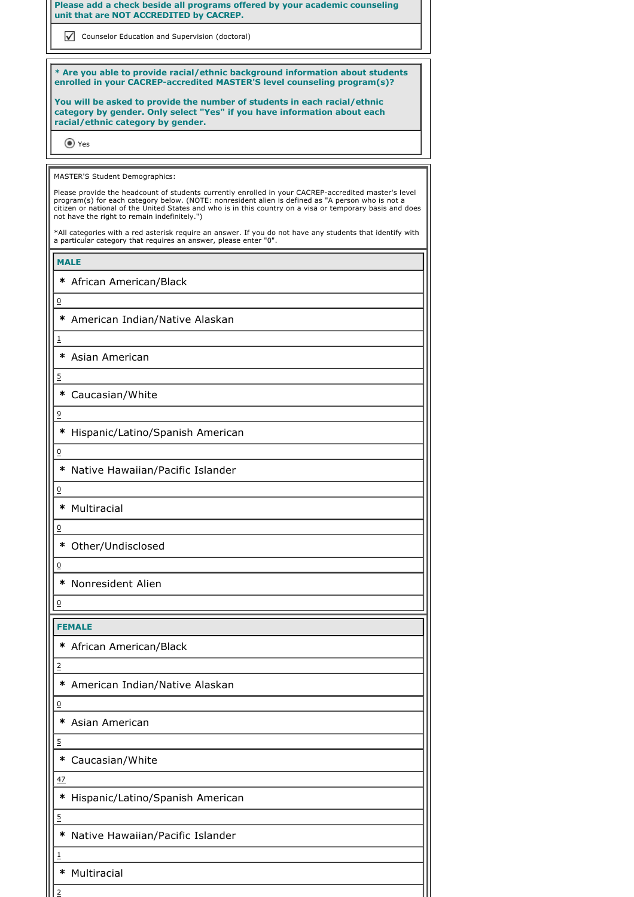**Please add a check beside all programs offered by your academic counseling unit that are NOT ACCREDITED by CACREP.**

☑ Counselor Education and Supervision (doctoral)

**\* Are you able to provide racial/ethnic background information about students enrolled in your CACREP-accredited MASTER'S level counseling program(s)?**

**You will be asked to provide the number of students in each racial/ethnic category by gender. Only select "Yes" if you have information about each racial/ethnic category by gender.**

◉ Yes

MASTER'S Student Demographics:

Please provide the headcount of students currently enrolled in your CACREP-accredited master's level program(s) for each category below. (NOTE: nonresident alien is defined as "A person who is not a citizen or national of the United States and who is in this country on a visa or temporary basis and does not have the right to remain indefinitely.")

*All categories with a red asterisk require an answer. If you do not have any students that identify with a particular category that requires an answer, please enter "0".

**MALE**

* African American/Black

0

* American Indian/Native Alaskan

1

* Asian American

5

* Caucasian/White

9

* Hispanic/Latino/Spanish American

0

* Native Hawaiian/Pacific Islander

0

* Multiracial

0

* Other/Undisclosed

0

* Nonresident Alien

0

**FEMALE**

* African American/Black

2

* American Indian/Native Alaskan

0

* Asian American

5

* Caucasian/White

47

* Hispanic/Latino/Spanish American

5

* Native Hawaiian/Pacific Islander

1

* Multiracial

2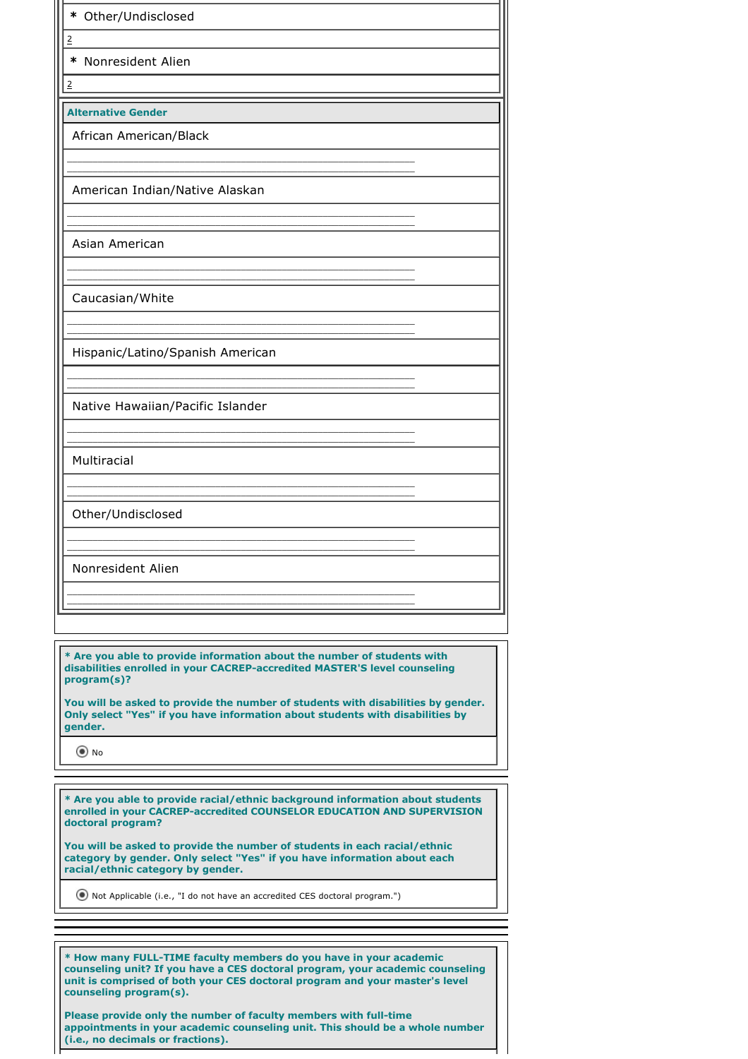* Other/Undisclosed

2

* Nonresident Alien

2

**Alternative Gender**

African American/Black

\_\_\_\_\_\_\_\_\_\_\_\_\_\_\_\_\_\_\_\_

American Indian/Native Alaskan

\_\_\_\_\_\_\_\_\_\_\_\_\_\_\_\_\_\_\_\_

Asian American

\_\_\_\_\_\_\_\_\_\_\_\_\_\_\_\_\_\_\_\_

Caucasian/White

\_\_\_\_\_\_\_\_\_\_\_\_\_\_\_\_\_\_\_\_

Hispanic/Latino/Spanish American

\_\_\_\_\_\_\_\_\_\_\_\_\_\_\_\_\_\_\_\_

Native Hawaiian/Pacific Islander

\_\_\_\_\_\_\_\_\_\_\_\_\_\_\_\_\_\_\_\_

Multiracial

\_\_\_\_\_\_\_\_\_\_\_\_\_\_\_\_\_\_\_\_

Other/Undisclosed

\_\_\_\_\_\_\_\_\_\_\_\_\_\_\_\_\_\_\_\_

Nonresident Alien

\_\_\_\_\_\_\_\_\_\_\_\_\_\_\_\_\_\_\_\_

---

**\* Are you able to provide information about the number of students with disabilities enrolled in your CACREP-accredited MASTER'S level counseling program(s)?**

**You will be asked to provide the number of students with disabilities by gender. Only select "Yes" if you have information about students with disabilities by gender.**

(•) No

---

**\* Are you able to provide racial/ethnic background information about students enrolled in your CACREP-accredited COUNSELOR EDUCATION AND SUPERVISION doctoral program?**

**You will be asked to provide the number of students in each racial/ethnic category by gender. Only select "Yes" if you have information about each racial/ethnic category by gender.**

(•) Not Applicable (i.e., "I do not have an accredited CES doctoral program.")

---

**\* How many FULL-TIME faculty members do you have in your academic counseling unit? If you have a CES doctoral program, your academic counseling unit is comprised of both your CES doctoral program and your master's level counseling program(s).**

**Please provide only the number of faculty members with full-time appointments in your academic counseling unit. This should be a whole number (i.e., no decimals or fractions).**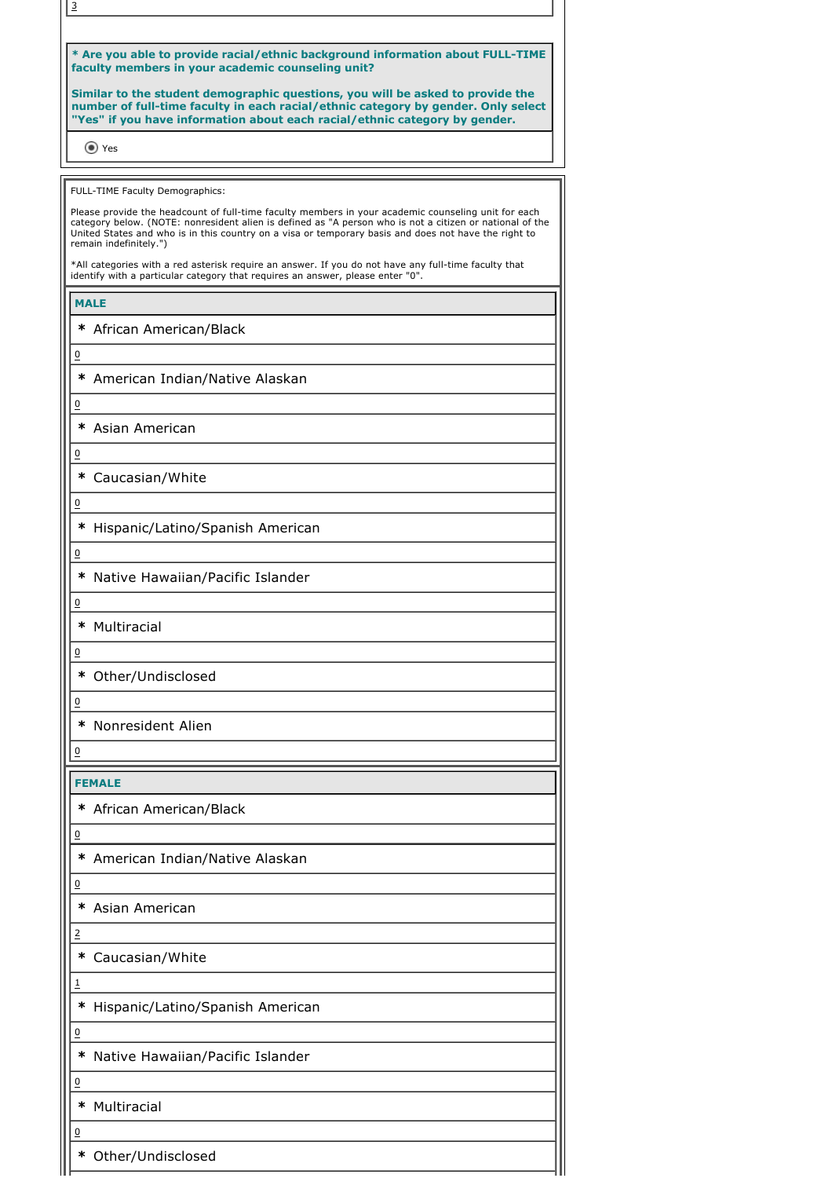3

**\* Are you able to provide racial/ethnic background information about FULL-TIME faculty members in your academic counseling unit?**

**Similar to the student demographic questions, you will be asked to provide the number of full-time faculty in each racial/ethnic category by gender. Only select "Yes" if you have information about each racial/ethnic category by gender.**

(•) Yes

FULL-TIME Faculty Demographics:

Please provide the headcount of full-time faculty members in your academic counseling unit for each category below. (NOTE: nonresident alien is defined as "A person who is not a citizen or national of the United States and who is in this country on a visa or temporary basis and does not have the right to remain indefinitely.")

*All categories with a red asterisk require an answer. If you do not have any full-time faculty that identify with a particular category that requires an answer, please enter "0".

**MALE**

* African American/Black

0

* American Indian/Native Alaskan

0

* Asian American

0

* Caucasian/White

0

* Hispanic/Latino/Spanish American

0

* Native Hawaiian/Pacific Islander

0

* Multiracial

0

* Other/Undisclosed

0

* Nonresident Alien

0

**FEMALE**

* African American/Black

0

* American Indian/Native Alaskan

0

* Asian American

2

* Caucasian/White

1

* Hispanic/Latino/Spanish American

0

* Native Hawaiian/Pacific Islander

0

* Multiracial

0

* Other/Undisclosed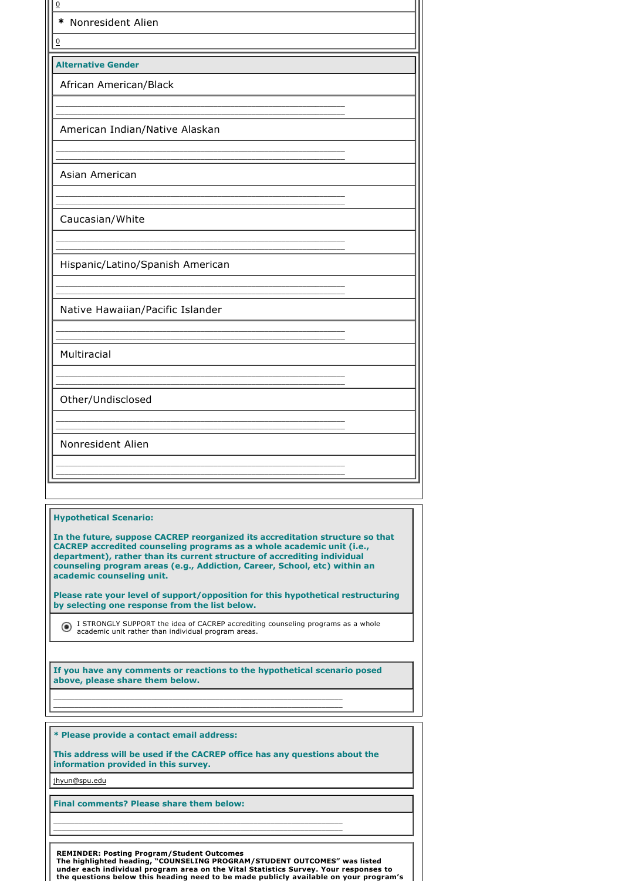0

\* Nonresident Alien

0

**Alternative Gender**

African American/Black

American Indian/Native Alaskan

Asian American

Caucasian/White

Hispanic/Latino/Spanish American

Native Hawaiian/Pacific Islander

Multiracial

Other/Undisclosed

Nonresident Alien

**Hypothetical Scenario:**

**In the future, suppose CACREP reorganized its accreditation structure so that CACREP accredited counseling programs as a whole academic unit (i.e., department), rather than its current structure of accrediting individual counseling program areas (e.g., Addiction, Career, School, etc) within an academic counseling unit.**

**Please rate your level of support/opposition for this hypothetical restructuring by selecting one response from the list below.**

(•) I STRONGLY SUPPORT the idea of CACREP accrediting counseling programs as a whole academic unit rather than individual program areas.

**If you have any comments or reactions to the hypothetical scenario posed above, please share them below.**

**\* Please provide a contact email address:**

**This address will be used if the CACREP office has any questions about the information provided in this survey.**

jhyun@spu.edu

**Final comments? Please share them below:**

**REMINDER: Posting Program/Student Outcomes**
**The highlighted heading, "COUNSELING PROGRAM/STUDENT OUTCOMES" was listed under each individual program area on the Vital Statistics Survey. Your responses to the questions below this heading need to be made publicly available on your program's**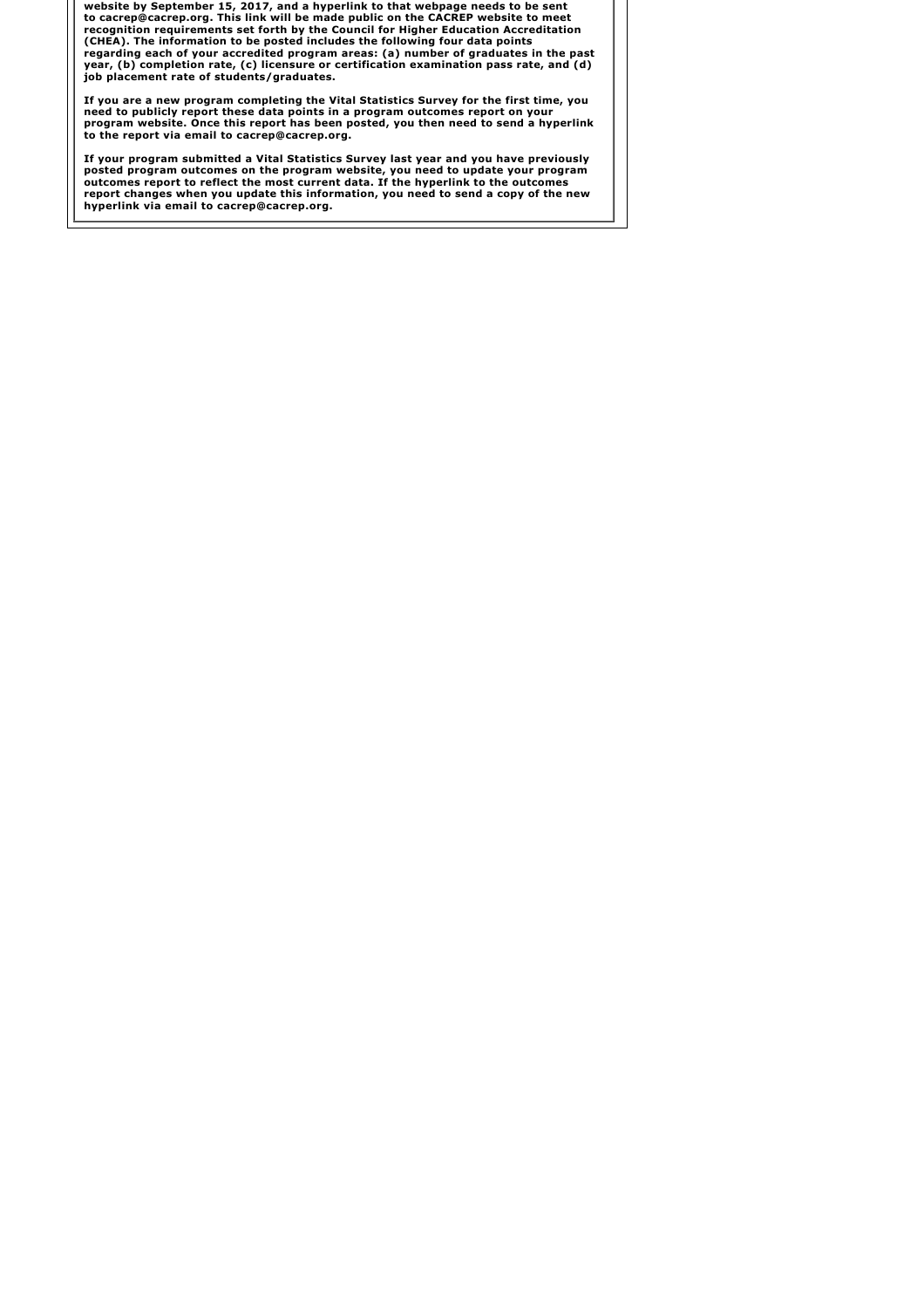**website by September 15, 2017, and a hyperlink to that webpage needs to be sent to cacrep@cacrep.org. This link will be made public on the CACREP website to meet recognition requirements set forth by the Council for Higher Education Accreditation (CHEA). The information to be posted includes the following four data points regarding each of your accredited program areas: (a) number of graduates in the past year, (b) completion rate, (c) licensure or certification examination pass rate, and (d) job placement rate of students/graduates.**

**If you are a new program completing the Vital Statistics Survey for the first time, you need to publicly report these data points in a program outcomes report on your program website. Once this report has been posted, you then need to send a hyperlink to the report via email to cacrep@cacrep.org.**

**If your program submitted a Vital Statistics Survey last year and you have previously posted program outcomes on the program website, you need to update your program outcomes report to reflect the most current data. If the hyperlink to the outcomes report changes when you update this information, you need to send a copy of the new hyperlink via email to cacrep@cacrep.org.**